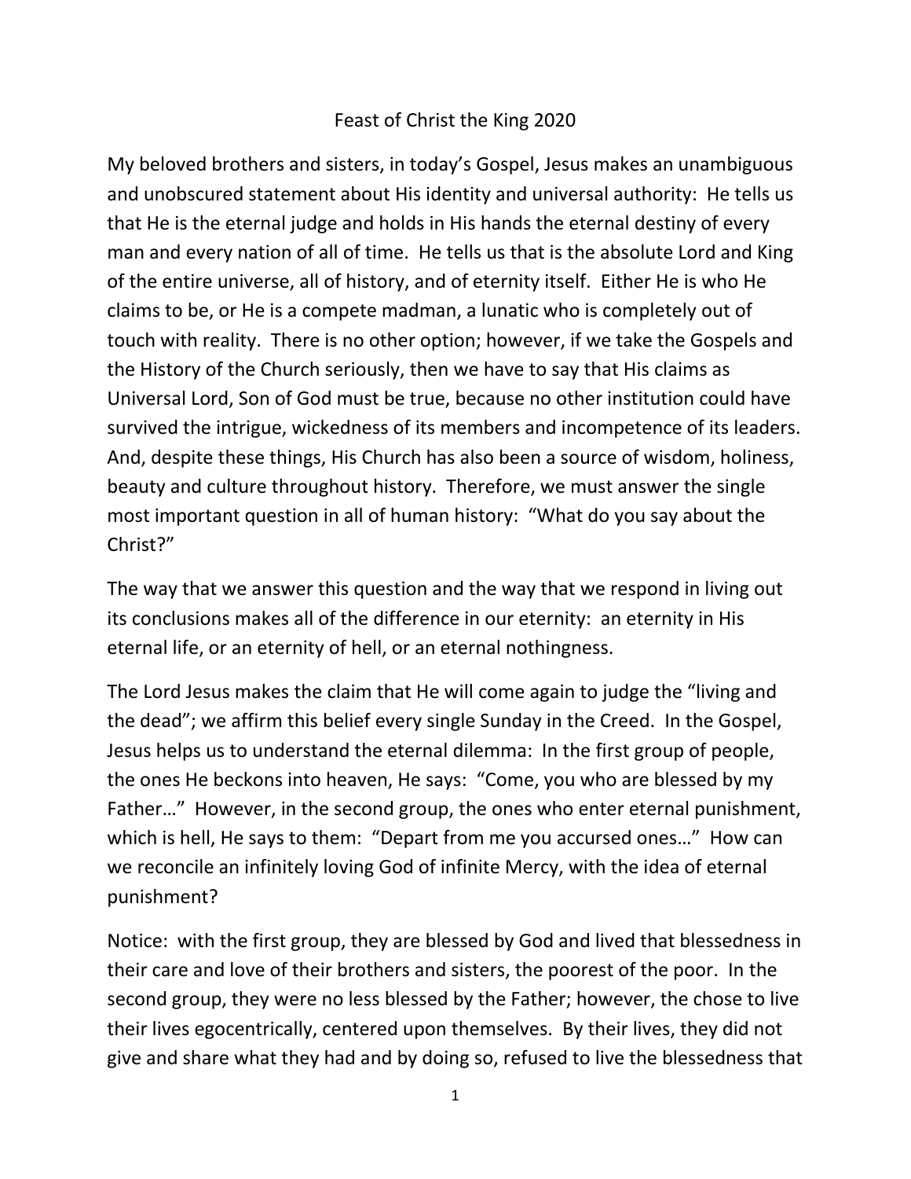# Feast of Christ the King 2020

My beloved brothers and sisters, in today's Gospel, Jesus makes an unambiguous and unobscured statement about His identity and universal authority: He tells us that He is the eternal judge and holds in His hands the eternal destiny of every man and every nation of all of time. He tells us that is the absolute Lord and King of the entire universe, all of history, and of eternity itself. Either He is who He claims to be, or He is a compete madman, a lunatic who is completely out of touch with reality. There is no other option; however, if we take the Gospels and the History of the Church seriously, then we have to say that His claims as Universal Lord, Son of God must be true, because no other institution could have survived the intrigue, wickedness of its members and incompetence of its leaders. And, despite these things, His Church has also been a source of wisdom, holiness, beauty and culture throughout history. Therefore, we must answer the single most important question in all of human history: "What do you say about the Christ?"

The way that we answer this question and the way that we respond in living out its conclusions makes all of the difference in our eternity: an eternity in His eternal life, or an eternity of hell, or an eternal nothingness.

The Lord Jesus makes the claim that He will come again to judge the "living and the dead"; we affirm this belief every single Sunday in the Creed. In the Gospel, Jesus helps us to understand the eternal dilemma: In the first group of people, the ones He beckons into heaven, He says: "Come, you who are blessed by my Father…" However, in the second group, the ones who enter eternal punishment, which is hell, He says to them: "Depart from me you accursed ones…" How can we reconcile an infinitely loving God of infinite Mercy, with the idea of eternal punishment?

Notice: with the first group, they are blessed by God and lived that blessedness in their care and love of their brothers and sisters, the poorest of the poor. In the second group, they were no less blessed by the Father; however, the chose to live their lives egocentrically, centered upon themselves. By their lives, they did not give and share what they had and by doing so, refused to live the blessedness that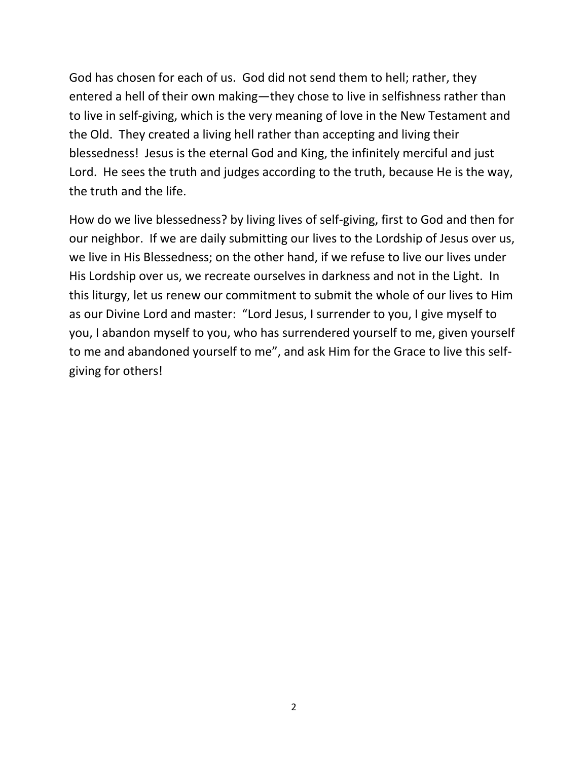God has chosen for each of us. God did not send them to hell; rather, they entered a hell of their own making—they chose to live in selfishness rather than to live in self-giving, which is the very meaning of love in the New Testament and the Old. They created a living hell rather than accepting and living their blessedness! Jesus is the eternal God and King, the infinitely merciful and just Lord. He sees the truth and judges according to the truth, because He is the way, the truth and the life.

How do we live blessedness? by living lives of self-giving, first to God and then for our neighbor. If we are daily submitting our lives to the Lordship of Jesus over us, we live in His Blessedness; on the other hand, if we refuse to live our lives under His Lordship over us, we recreate ourselves in darkness and not in the Light. In this liturgy, let us renew our commitment to submit the whole of our lives to Him as our Divine Lord and master: "Lord Jesus, I surrender to you, I give myself to you, I abandon myself to you, who has surrendered yourself to me, given yourself to me and abandoned yourself to me", and ask Him for the Grace to live this self-giving for others!